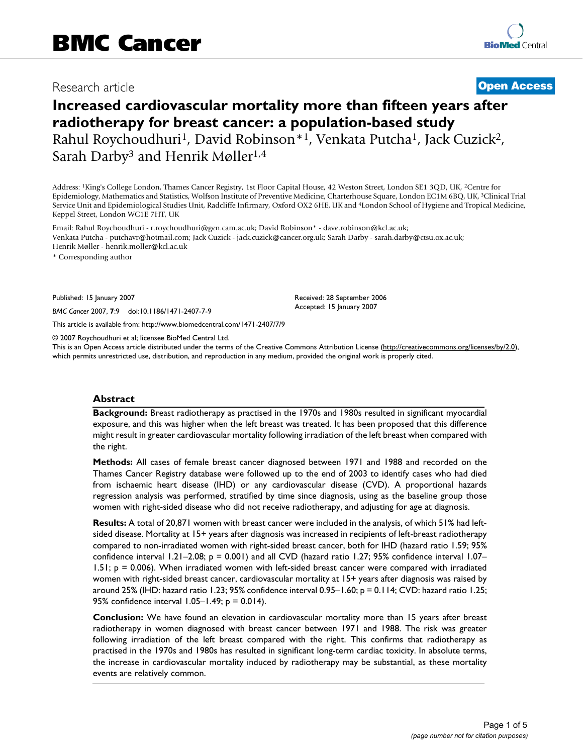BMC Cancer

Research article

Open Access

# Increased cardiovascular mortality more than fifteen years after radiotherapy for breast cancer: a population-based study

Rahul Roychoudhuri[1], David Robinson*[1], Venkata Putcha[1], Jack Cuzick[2], Sarah Darby[3] and Henrik Møller[1,4]

Address: [1]King's College London, Thames Cancer Registry, 1st Floor Capital House, 42 Weston Street, London SE1 3QD, UK, [2]Centre for Epidemiology, Mathematics and Statistics, Wolfson Institute of Preventive Medicine, Charterhouse Square, London EC1M 6BQ, UK, [3]Clinical Trial Service Unit and Epidemiological Studies Unit, Radcliffe Infirmary, Oxford OX2 6HE, UK and [4]London School of Hygiene and Tropical Medicine, Keppel Street, London WC1E 7HT, UK

Email: Rahul Roychoudhuri - r.roychoudhuri@gen.cam.ac.uk; David Robinson* - dave.robinson@kcl.ac.uk; Venkata Putcha - putchavr@hotmail.com; Jack Cuzick - jack.cuzick@cancer.org.uk; Sarah Darby - sarah.darby@ctsu.ox.ac.uk; Henrik Møller - henrik.moller@kcl.ac.uk

* Corresponding author

Published: 15 January 2007

*BMC Cancer* 2007, **7**:9 doi:10.1186/1471-2407-7-9

Received: 28 September 2006
Accepted: 15 January 2007

This article is available from: http://www.biomedcentral.com/1471-2407/7/9

© 2007 Roychoudhuri et al; licensee BioMed Central Ltd.
This is an Open Access article distributed under the terms of the Creative Commons Attribution License (http://creativecommons.org/licenses/by/2.0), which permits unrestricted use, distribution, and reproduction in any medium, provided the original work is properly cited.

## Abstract

**Background:** Breast radiotherapy as practised in the 1970s and 1980s resulted in significant myocardial exposure, and this was higher when the left breast was treated. It has been proposed that this difference might result in greater cardiovascular mortality following irradiation of the left breast when compared with the right.

**Methods:** All cases of female breast cancer diagnosed between 1971 and 1988 and recorded on the Thames Cancer Registry database were followed up to the end of 2003 to identify cases who had died from ischaemic heart disease (IHD) or any cardiovascular disease (CVD). A proportional hazards regression analysis was performed, stratified by time since diagnosis, using as the baseline group those women with right-sided disease who did not receive radiotherapy, and adjusting for age at diagnosis.

**Results:** A total of 20,871 women with breast cancer were included in the analysis, of which 51% had left-sided disease. Mortality at 15+ years after diagnosis was increased in recipients of left-breast radiotherapy compared to non-irradiated women with right-sided breast cancer, both for IHD (hazard ratio 1.59; 95% confidence interval 1.21–2.08; p = 0.001) and all CVD (hazard ratio 1.27; 95% confidence interval 1.07–1.51; p = 0.006). When irradiated women with left-sided breast cancer were compared with irradiated women with right-sided breast cancer, cardiovascular mortality at 15+ years after diagnosis was raised by around 25% (IHD: hazard ratio 1.23; 95% confidence interval 0.95–1.60; p = 0.114; CVD: hazard ratio 1.25; 95% confidence interval 1.05–1.49; p = 0.014).

**Conclusion:** We have found an elevation in cardiovascular mortality more than 15 years after breast radiotherapy in women diagnosed with breast cancer between 1971 and 1988. The risk was greater following irradiation of the left breast compared with the right. This confirms that radiotherapy as practised in the 1970s and 1980s has resulted in significant long-term cardiac toxicity. In absolute terms, the increase in cardiovascular mortality induced by radiotherapy may be substantial, as these mortality events are relatively common.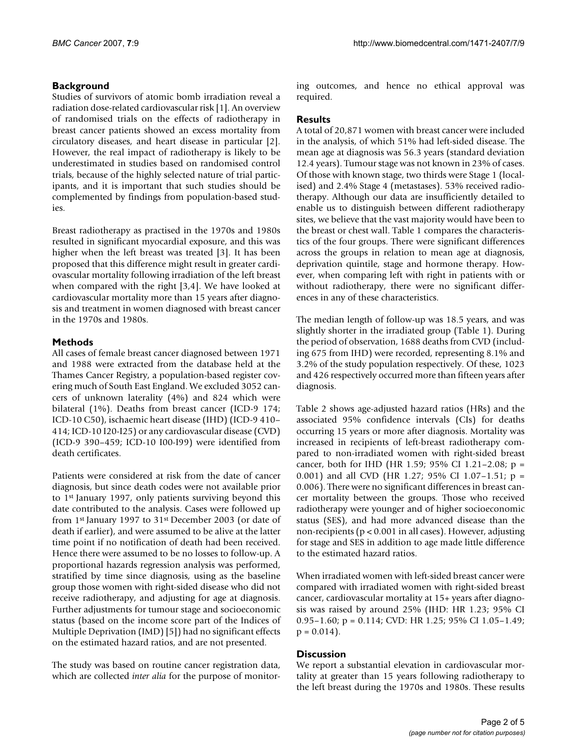## Background

Studies of survivors of atomic bomb irradiation reveal a radiation dose-related cardiovascular risk [1]. An overview of randomised trials on the effects of radiotherapy in breast cancer patients showed an excess mortality from circulatory diseases, and heart disease in particular [2]. However, the real impact of radiotherapy is likely to be underestimated in studies based on randomised control trials, because of the highly selected nature of trial participants, and it is important that such studies should be complemented by findings from population-based studies.

Breast radiotherapy as practised in the 1970s and 1980s resulted in significant myocardial exposure, and this was higher when the left breast was treated [3]. It has been proposed that this difference might result in greater cardiovascular mortality following irradiation of the left breast when compared with the right [3,4]. We have looked at cardiovascular mortality more than 15 years after diagnosis and treatment in women diagnosed with breast cancer in the 1970s and 1980s.

## Methods

All cases of female breast cancer diagnosed between 1971 and 1988 were extracted from the database held at the Thames Cancer Registry, a population-based register covering much of South East England. We excluded 3052 cancers of unknown laterality (4%) and 824 which were bilateral (1%). Deaths from breast cancer (ICD-9 174; ICD-10 C50), ischaemic heart disease (IHD) (ICD-9 410–414; ICD-10 I20-I25) or any cardiovascular disease (CVD) (ICD-9 390–459; ICD-10 I00-I99) were identified from death certificates.

Patients were considered at risk from the date of cancer diagnosis, but since death codes were not available prior to 1st January 1997, only patients surviving beyond this date contributed to the analysis. Cases were followed up from 1st January 1997 to 31st December 2003 (or date of death if earlier), and were assumed to be alive at the latter time point if no notification of death had been received. Hence there were assumed to be no losses to follow-up. A proportional hazards regression analysis was performed, stratified by time since diagnosis, using as the baseline group those women with right-sided disease who did not receive radiotherapy, and adjusting for age at diagnosis. Further adjustments for tumour stage and socioeconomic status (based on the income score part of the Indices of Multiple Deprivation (IMD) [5]) had no significant effects on the estimated hazard ratios, and are not presented.

The study was based on routine cancer registration data, which are collected *inter alia* for the purpose of monitoring outcomes, and hence no ethical approval was required.

## Results

A total of 20,871 women with breast cancer were included in the analysis, of which 51% had left-sided disease. The mean age at diagnosis was 56.3 years (standard deviation 12.4 years). Tumour stage was not known in 23% of cases. Of those with known stage, two thirds were Stage 1 (localised) and 2.4% Stage 4 (metastases). 53% received radiotherapy. Although our data are insufficiently detailed to enable us to distinguish between different radiotherapy sites, we believe that the vast majority would have been to the breast or chest wall. Table 1 compares the characteristics of the four groups. There were significant differences across the groups in relation to mean age at diagnosis, deprivation quintile, stage and hormone therapy. However, when comparing left with right in patients with or without radiotherapy, there were no significant differences in any of these characteristics.

The median length of follow-up was 18.5 years, and was slightly shorter in the irradiated group (Table 1). During the period of observation, 1688 deaths from CVD (including 675 from IHD) were recorded, representing 8.1% and 3.2% of the study population respectively. Of these, 1023 and 426 respectively occurred more than fifteen years after diagnosis.

Table 2 shows age-adjusted hazard ratios (HRs) and the associated 95% confidence intervals (CIs) for deaths occurring 15 years or more after diagnosis. Mortality was increased in recipients of left-breast radiotherapy compared to non-irradiated women with right-sided breast cancer, both for IHD (HR 1.59; 95% CI 1.21–2.08; $p = 0.001$) and all CVD (HR 1.27; 95% CI 1.07–1.51; $p = 0.006$). There were no significant differences in breast cancer mortality between the groups. Those who received radiotherapy were younger and of higher socioeconomic status (SES), and had more advanced disease than the non-recipients ($p < 0.001$ in all cases). However, adjusting for stage and SES in addition to age made little difference to the estimated hazard ratios.

When irradiated women with left-sided breast cancer were compared with irradiated women with right-sided breast cancer, cardiovascular mortality at 15+ years after diagnosis was raised by around 25% (IHD: HR 1.23; 95% CI 0.95–1.60; $p = 0.114$; CVD: HR 1.25; 95% CI 1.05–1.49; $p = 0.014$).

## Discussion

We report a substantial elevation in cardiovascular mortality at greater than 15 years following radiotherapy to the left breast during the 1970s and 1980s. These results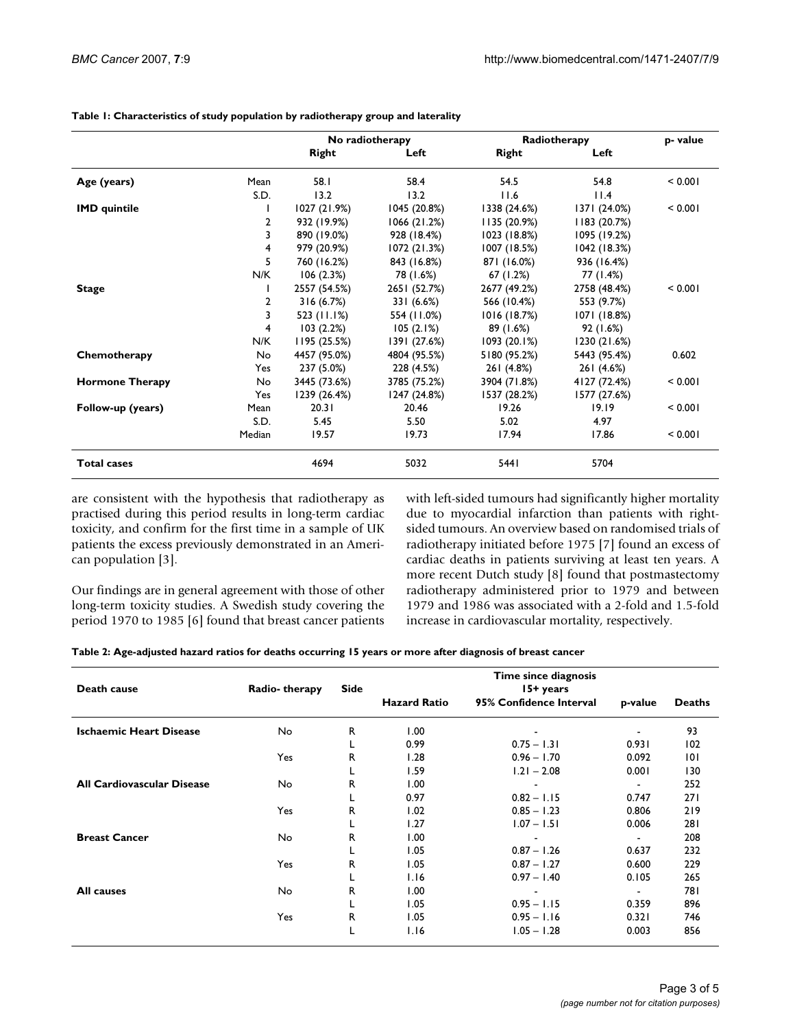**Table 1: Characteristics of study population by radiotherapy group and laterality**

| | | No radiotherapy | | Radiotherapy | | p- value |
|---|---|---|---|---|---|---|
| | | Right | Left | Right | Left | |
| **Age (years)** | Mean | 58.1 | 58.4 | 54.5 | 54.8 | < 0.001 |
| | S.D. | 13.2 | 13.2 | 11.6 | 11.4 | |
| **IMD quintile** | 1 | 1027 (21.9%) | 1045 (20.8%) | 1338 (24.6%) | 1371 (24.0%) | < 0.001 |
| | 2 | 932 (19.9%) | 1066 (21.2%) | 1135 (20.9%) | 1183 (20.7%) | |
| | 3 | 890 (19.0%) | 928 (18.4%) | 1023 (18.8%) | 1095 (19.2%) | |
| | 4 | 979 (20.9%) | 1072 (21.3%) | 1007 (18.5%) | 1042 (18.3%) | |
| | 5 | 760 (16.2%) | 843 (16.8%) | 871 (16.0%) | 936 (16.4%) | |
| | N/K | 106 (2.3%) | 78 (1.6%) | 67 (1.2%) | 77 (1.4%) | |
| **Stage** | 1 | 2557 (54.5%) | 2651 (52.7%) | 2677 (49.2%) | 2758 (48.4%) | < 0.001 |
| | 2 | 316 (6.7%) | 331 (6.6%) | 566 (10.4%) | 553 (9.7%) | |
| | 3 | 523 (11.1%) | 554 (11.0%) | 1016 (18.7%) | 1071 (18.8%) | |
| | 4 | 103 (2.2%) | 105 (2.1%) | 89 (1.6%) | 92 (1.6%) | |
| | N/K | 1195 (25.5%) | 1391 (27.6%) | 1093 (20.1%) | 1230 (21.6%) | |
| **Chemotherapy** | No | 4457 (95.0%) | 4804 (95.5%) | 5180 (95.2%) | 5443 (95.4%) | 0.602 |
| | Yes | 237 (5.0%) | 228 (4.5%) | 261 (4.8%) | 261 (4.6%) | |
| **Hormone Therapy** | No | 3445 (73.6%) | 3785 (75.2%) | 3904 (71.8%) | 4127 (72.4%) | < 0.001 |
| | Yes | 1239 (26.4%) | 1247 (24.8%) | 1537 (28.2%) | 1577 (27.6%) | |
| **Follow-up (years)** | Mean | 20.31 | 20.46 | 19.26 | 19.19 | < 0.001 |
| | S.D. | 5.45 | 5.50 | 5.02 | 4.97 | |
| | Median | 19.57 | 19.73 | 17.94 | 17.86 | < 0.001 |
| **Total cases** | | 4694 | 5032 | 5441 | 5704 | |

are consistent with the hypothesis that radiotherapy as practised during this period results in long-term cardiac toxicity, and confirm for the first time in a sample of UK patients the excess previously demonstrated in an American population [3].

Our findings are in general agreement with those of other long-term toxicity studies. A Swedish study covering the period 1970 to 1985 [6] found that breast cancer patients with left-sided tumours had significantly higher mortality due to myocardial infarction than patients with right-sided tumours. An overview based on randomised trials of radiotherapy initiated before 1975 [7] found an excess of cardiac deaths in patients surviving at least ten years. A more recent Dutch study [8] found that postmastectomy radiotherapy administered prior to 1979 and between 1979 and 1986 was associated with a 2-fold and 1.5-fold increase in cardiovascular mortality, respectively.

**Table 2: Age-adjusted hazard ratios for deaths occurring 15 years or more after diagnosis of breast cancer**

| Death cause | Radio- therapy | Side | Time since diagnosis 15+ years | | | |
|---|---|---|---|---|---|---|
| | | | Hazard Ratio | 95% Confidence Interval | p-value | Deaths |
| **Ischaemic Heart Disease** | No | R | 1.00 | - | - | 93 |
| | | L | 0.99 | 0.75 – 1.31 | 0.931 | 102 |
| | Yes | R | 1.28 | 0.96 – 1.70 | 0.092 | 101 |
| | | L | 1.59 | 1.21 – 2.08 | 0.001 | 130 |
| **All Cardiovascular Disease** | No | R | 1.00 | - | - | 252 |
| | | L | 0.97 | 0.82 – 1.15 | 0.747 | 271 |
| | Yes | R | 1.02 | 0.85 – 1.23 | 0.806 | 219 |
| | | L | 1.27 | 1.07 – 1.51 | 0.006 | 281 |
| **Breast Cancer** | No | R | 1.00 | - | - | 208 |
| | | L | 1.05 | 0.87 – 1.26 | 0.637 | 232 |
| | Yes | R | 1.05 | 0.87 – 1.27 | 0.600 | 229 |
| | | L | 1.16 | 0.97 – 1.40 | 0.105 | 265 |
| **All causes** | No | R | 1.00 | - | - | 781 |
| | | L | 1.05 | 0.95 – 1.15 | 0.359 | 896 |
| | Yes | R | 1.05 | 0.95 – 1.16 | 0.321 | 746 |
| | | L | 1.16 | 1.05 – 1.28 | 0.003 | 856 |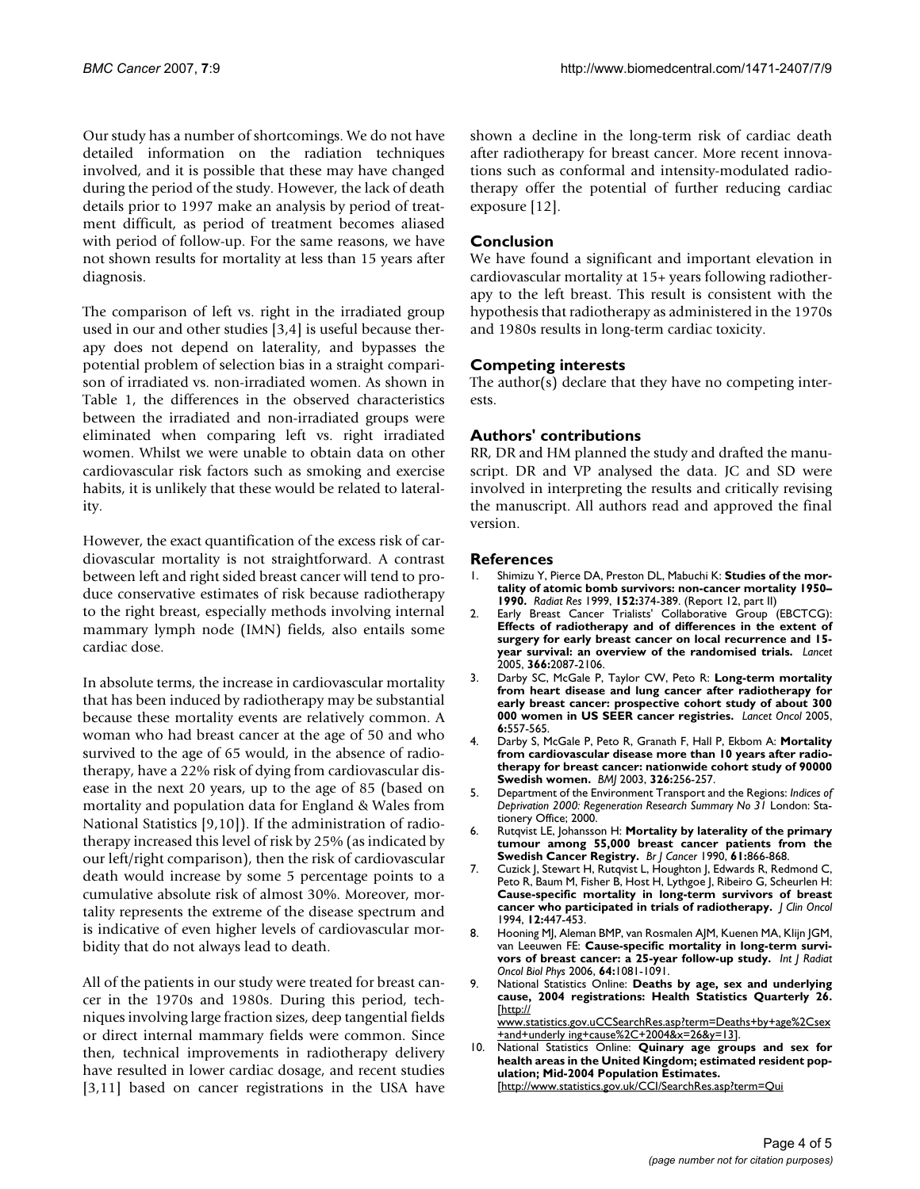Our study has a number of shortcomings. We do not have detailed information on the radiation techniques involved, and it is possible that these may have changed during the period of the study. However, the lack of death details prior to 1997 make an analysis by period of treatment difficult, as period of treatment becomes aliased with period of follow-up. For the same reasons, we have not shown results for mortality at less than 15 years after diagnosis.

The comparison of left vs. right in the irradiated group used in our and other studies [3,4] is useful because therapy does not depend on laterality, and bypasses the potential problem of selection bias in a straight comparison of irradiated vs. non-irradiated women. As shown in Table 1, the differences in the observed characteristics between the irradiated and non-irradiated groups were eliminated when comparing left vs. right irradiated women. Whilst we were unable to obtain data on other cardiovascular risk factors such as smoking and exercise habits, it is unlikely that these would be related to laterality.

However, the exact quantification of the excess risk of cardiovascular mortality is not straightforward. A contrast between left and right sided breast cancer will tend to produce conservative estimates of risk because radiotherapy to the right breast, especially methods involving internal mammary lymph node (IMN) fields, also entails some cardiac dose.

In absolute terms, the increase in cardiovascular mortality that has been induced by radiotherapy may be substantial because these mortality events are relatively common. A woman who had breast cancer at the age of 50 and who survived to the age of 65 would, in the absence of radiotherapy, have a 22% risk of dying from cardiovascular disease in the next 20 years, up to the age of 85 (based on mortality and population data for England & Wales from National Statistics [9,10]). If the administration of radiotherapy increased this level of risk by 25% (as indicated by our left/right comparison), then the risk of cardiovascular death would increase by some 5 percentage points to a cumulative absolute risk of almost 30%. Moreover, mortality represents the extreme of the disease spectrum and is indicative of even higher levels of cardiovascular morbidity that do not always lead to death.

All of the patients in our study were treated for breast cancer in the 1970s and 1980s. During this period, techniques involving large fraction sizes, deep tangential fields or direct internal mammary fields were common. Since then, technical improvements in radiotherapy delivery have resulted in lower cardiac dosage, and recent studies [3,11] based on cancer registrations in the USA have shown a decline in the long-term risk of cardiac death after radiotherapy for breast cancer. More recent innovations such as conformal and intensity-modulated radiotherapy offer the potential of further reducing cardiac exposure [12].

## Conclusion

We have found a significant and important elevation in cardiovascular mortality at 15+ years following radiotherapy to the left breast. This result is consistent with the hypothesis that radiotherapy as administered in the 1970s and 1980s results in long-term cardiac toxicity.

## Competing interests

The author(s) declare that they have no competing interests.

## Authors' contributions

RR, DR and HM planned the study and drafted the manuscript. DR and VP analysed the data. JC and SD were involved in interpreting the results and critically revising the manuscript. All authors read and approved the final version.

## References

1. Shimizu Y, Pierce DA, Preston DL, Mabuchi K: **Studies of the mortality of atomic bomb survivors: non-cancer mortality 1950–1990.** *Radiat Res* 1999, **152:**374-389. (Report 12, part II)
2. Early Breast Cancer Trialists' Collaborative Group (EBCTCG): **Effects of radiotherapy and of differences in the extent of surgery for early breast cancer on local recurrence and 15-year survival: an overview of the randomised trials.** *Lancet* 2005, **366:**2087-2106.
3. Darby SC, McGale P, Taylor CW, Peto R: **Long-term mortality from heart disease and lung cancer after radiotherapy for early breast cancer: prospective cohort study of about 300 000 women in US SEER cancer registries.** *Lancet Oncol* 2005, **6:**557-565.
4. Darby S, McGale P, Peto R, Granath F, Hall P, Ekbom A: **Mortality from cardiovascular disease more than 10 years after radiotherapy for breast cancer: nationwide cohort study of 90000 Swedish women.** *BMJ* 2003, **326:**256-257.
5. Department of the Environment Transport and the Regions: *Indices of Deprivation 2000: Regeneration Research Summary No 31* London: Stationery Office; 2000.
6. Rutqvist LE, Johansson H: **Mortality by laterality of the primary tumour among 55,000 breast cancer patients from the Swedish Cancer Registry.** *Br J Cancer* 1990, **61:**866-868.
7. Cuzick J, Stewart H, Rutqvist L, Houghton J, Edwards R, Redmond C, Peto R, Baum M, Fisher B, Host H, Lythgoe J, Ribeiro G, Scheurlen H: **Cause-specific mortality in long-term survivors of breast cancer who participated in trials of radiotherapy.** *J Clin Oncol* 1994, **12:**447-453.
8. Hooning MJ, Aleman BMP, van Rosmalen AJM, Kuenen MA, Klijn JGM, van Leeuwen FE: **Cause-specific mortality in long-term survivors of breast cancer: a 25-year follow-up study.** *Int J Radiat Oncol Biol Phys* 2006, **64:**1081-1091.
9. National Statistics Online: **Deaths by age, sex and underlying cause, 2004 registrations: Health Statistics Quarterly 26.** [http://www.statistics.gov.uCCSearchRes.asp?term=Deaths+by+age%2Csex+and+underly ing+cause%2C+2004&x=26&y=13].
10. National Statistics Online: **Quinary age groups and sex for health areas in the United Kingdom; estimated resident population; Mid-2004 Population Estimates.** [http://www.statistics.gov.uk/CCI/SearchRes.asp?term=Qui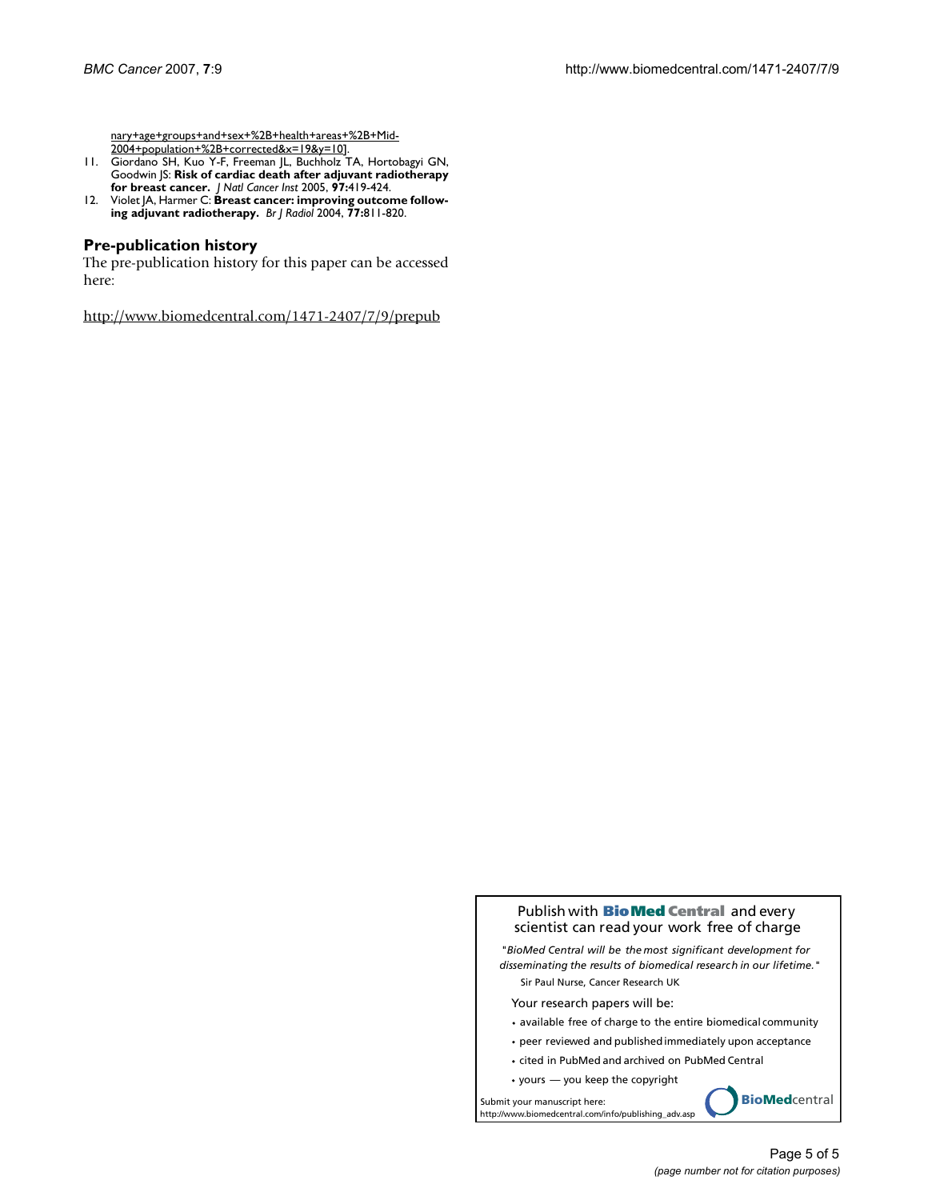nary+age+groups+and+sex+%2B+health+areas+%2B+Mid-2004+population+%2B+corrected&x=19&y=10].

11. Giordano SH, Kuo Y-F, Freeman JL, Buchholz TA, Hortobagyi GN, Goodwin JS: **Risk of cardiac death after adjuvant radiotherapy for breast cancer.** *J Natl Cancer Inst* 2005, **97:**419-424.
12. Violet JA, Harmer C: **Breast cancer: improving outcome following adjuvant radiotherapy.** *Br J Radiol* 2004, **77:**811-820.

## Pre-publication history

The pre-publication history for this paper can be accessed here:

http://www.biomedcentral.com/1471-2407/7/9/prepub

Publish with **BioMed Central** and every scientist can read your work free of charge

*"BioMed Central will be the most significant development for disseminating the results of biomedical research in our lifetime."*

Sir Paul Nurse, Cancer Research UK

Your research papers will be:

- available free of charge to the entire biomedical community
- peer reviewed and published immediately upon acceptance
- cited in PubMed and archived on PubMed Central
- yours — you keep the copyright

Submit your manuscript here:
http://www.biomedcentral.com/info/publishing_adv.asp

**BioMed**central